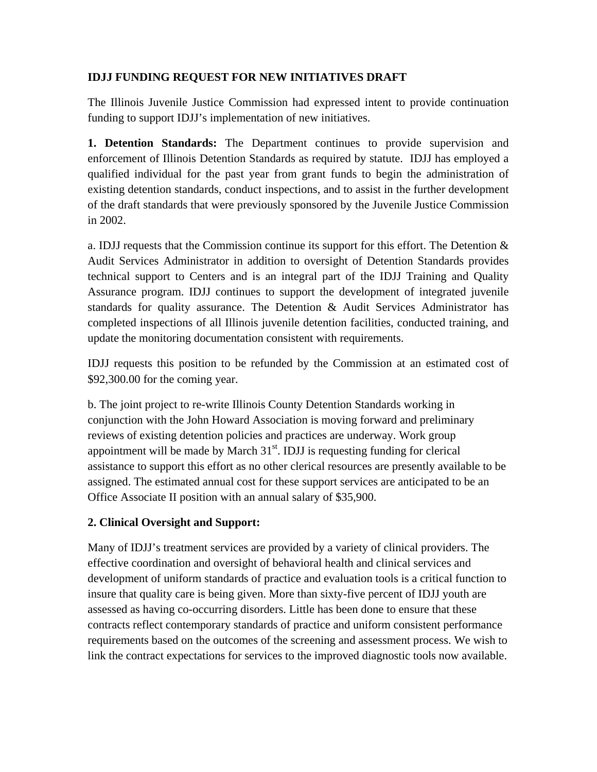**IDJJ FUNDING REQUEST FOR NEW INITIATIVES DRAFT**

The Illinois Juvenile Justice Commission had expressed intent to provide continuation funding to support IDJJ's implementation of new initiatives.

**1. Detention Standards:** The Department continues to provide supervision and enforcement of Illinois Detention Standards as required by statute. IDJJ has employed a qualified individual for the past year from grant funds to begin the administration of existing detention standards, conduct inspections, and to assist in the further development of the draft standards that were previously sponsored by the Juvenile Justice Commission in 2002.

a. IDJJ requests that the Commission continue its support for this effort. The Detention & Audit Services Administrator in addition to oversight of Detention Standards provides technical support to Centers and is an integral part of the IDJJ Training and Quality Assurance program. IDJJ continues to support the development of integrated juvenile standards for quality assurance. The Detention & Audit Services Administrator has completed inspections of all Illinois juvenile detention facilities, conducted training, and update the monitoring documentation consistent with requirements.

IDJJ requests this position to be refunded by the Commission at an estimated cost of $92,300.00 for the coming year.

b. The joint project to re-write Illinois County Detention Standards working in conjunction with the John Howard Association is moving forward and preliminary reviews of existing detention policies and practices are underway. Work group appointment will be made by March 31st. IDJJ is requesting funding for clerical assistance to support this effort as no other clerical resources are presently available to be assigned. The estimated annual cost for these support services are anticipated to be an Office Associate II position with an annual salary of $35,900.

**2. Clinical Oversight and Support:**

Many of IDJJ's treatment services are provided by a variety of clinical providers. The effective coordination and oversight of behavioral health and clinical services and development of uniform standards of practice and evaluation tools is a critical function to insure that quality care is being given. More than sixty-five percent of IDJJ youth are assessed as having co-occurring disorders. Little has been done to ensure that these contracts reflect contemporary standards of practice and uniform consistent performance requirements based on the outcomes of the screening and assessment process. We wish to link the contract expectations for services to the improved diagnostic tools now available.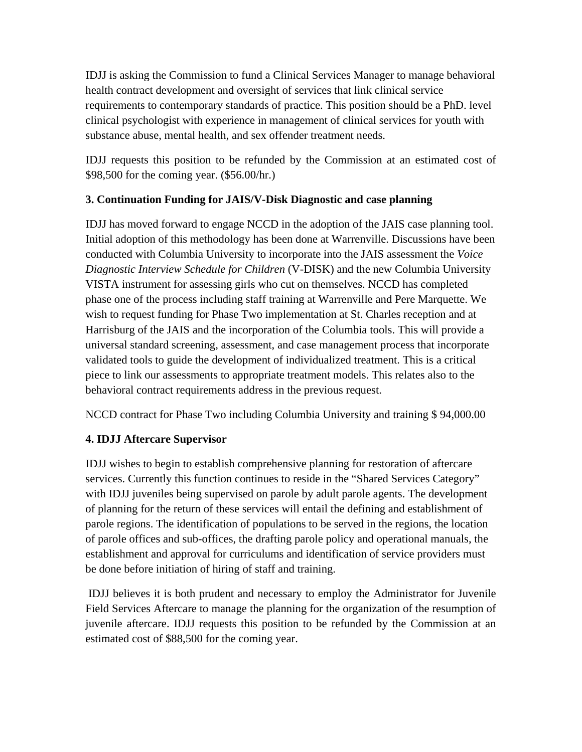IDJJ is asking the Commission to fund a Clinical Services Manager to manage behavioral health contract development and oversight of services that link clinical service requirements to contemporary standards of practice. This position should be a PhD. level clinical psychologist with experience in management of clinical services for youth with substance abuse, mental health, and sex offender treatment needs.

IDJJ requests this position to be refunded by the Commission at an estimated cost of $98,500 for the coming year. ($56.00/hr.)

**3. Continuation Funding for JAIS/V-Disk Diagnostic and case planning**

IDJJ has moved forward to engage NCCD in the adoption of the JAIS case planning tool. Initial adoption of this methodology has been done at Warrenville. Discussions have been conducted with Columbia University to incorporate into the JAIS assessment the *Voice Diagnostic Interview Schedule for Children* (V-DISK) and the new Columbia University VISTA instrument for assessing girls who cut on themselves. NCCD has completed phase one of the process including staff training at Warrenville and Pere Marquette. We wish to request funding for Phase Two implementation at St. Charles reception and at Harrisburg of the JAIS and the incorporation of the Columbia tools. This will provide a universal standard screening, assessment, and case management process that incorporate validated tools to guide the development of individualized treatment. This is a critical piece to link our assessments to appropriate treatment models. This relates also to the behavioral contract requirements address in the previous request.

NCCD contract for Phase Two including Columbia University and training $ 94,000.00

**4. IDJJ Aftercare Supervisor**

IDJJ wishes to begin to establish comprehensive planning for restoration of aftercare services. Currently this function continues to reside in the "Shared Services Category" with IDJJ juveniles being supervised on parole by adult parole agents. The development of planning for the return of these services will entail the defining and establishment of parole regions. The identification of populations to be served in the regions, the location of parole offices and sub-offices, the drafting parole policy and operational manuals, the establishment and approval for curriculums and identification of service providers must be done before initiation of hiring of staff and training.

IDJJ believes it is both prudent and necessary to employ the Administrator for Juvenile Field Services Aftercare to manage the planning for the organization of the resumption of juvenile aftercare. IDJJ requests this position to be refunded by the Commission at an estimated cost of $88,500 for the coming year.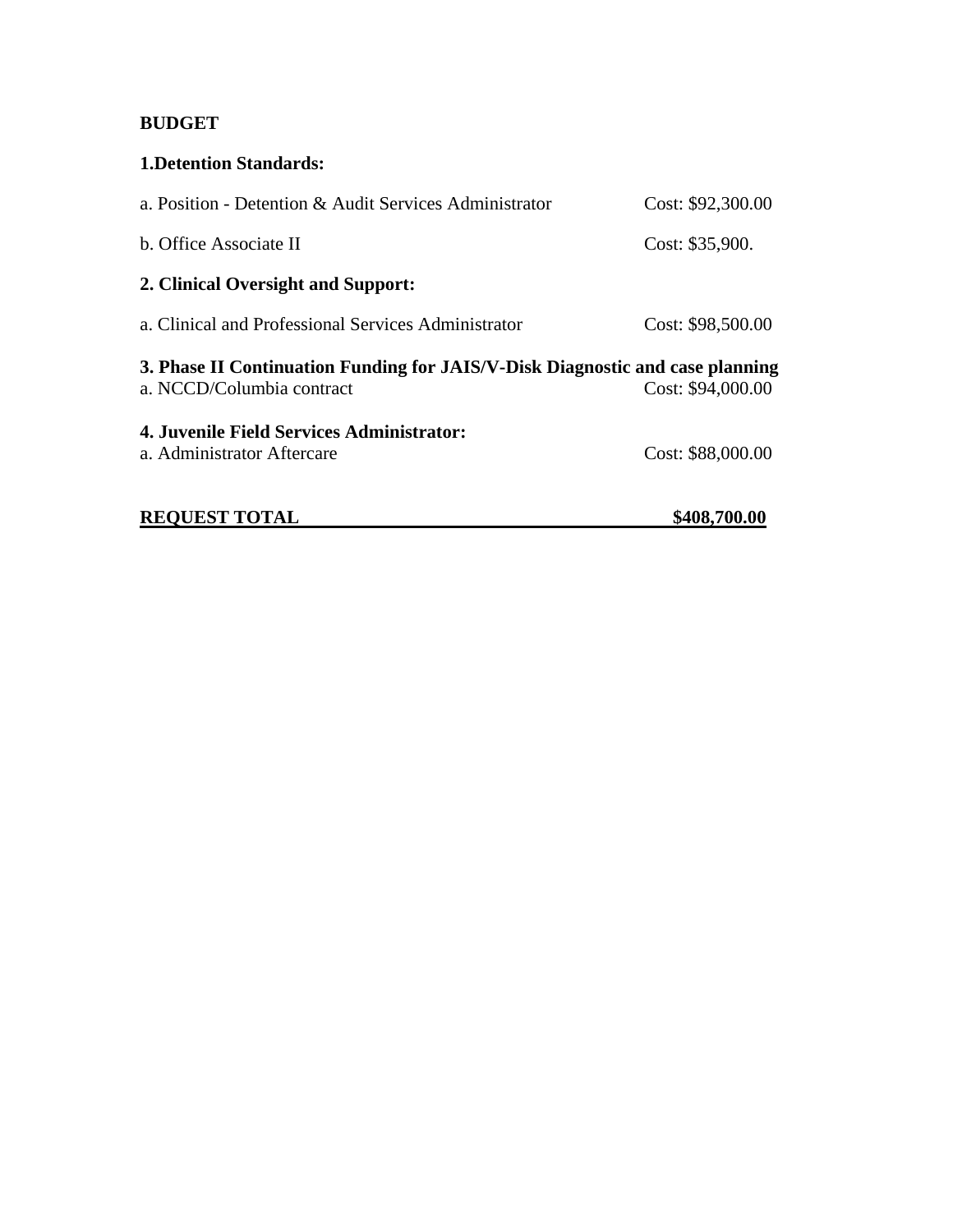**BUDGET**

**1.Detention Standards:**

a. Position - Detention & Audit Services Administrator Cost: $92,300.00

b. Office Associate II Cost: $35,900.

**2. Clinical Oversight and Support:**

a. Clinical and Professional Services Administrator Cost: $98,500.00

**3. Phase II Continuation Funding for JAIS/V-Disk Diagnostic and case planning**

a. NCCD/Columbia contract Cost: $94,000.00

**4. Juvenile Field Services Administrator:**

a. Administrator Aftercare Cost: $88,000.00

**REQUEST TOTAL $408,700.00**